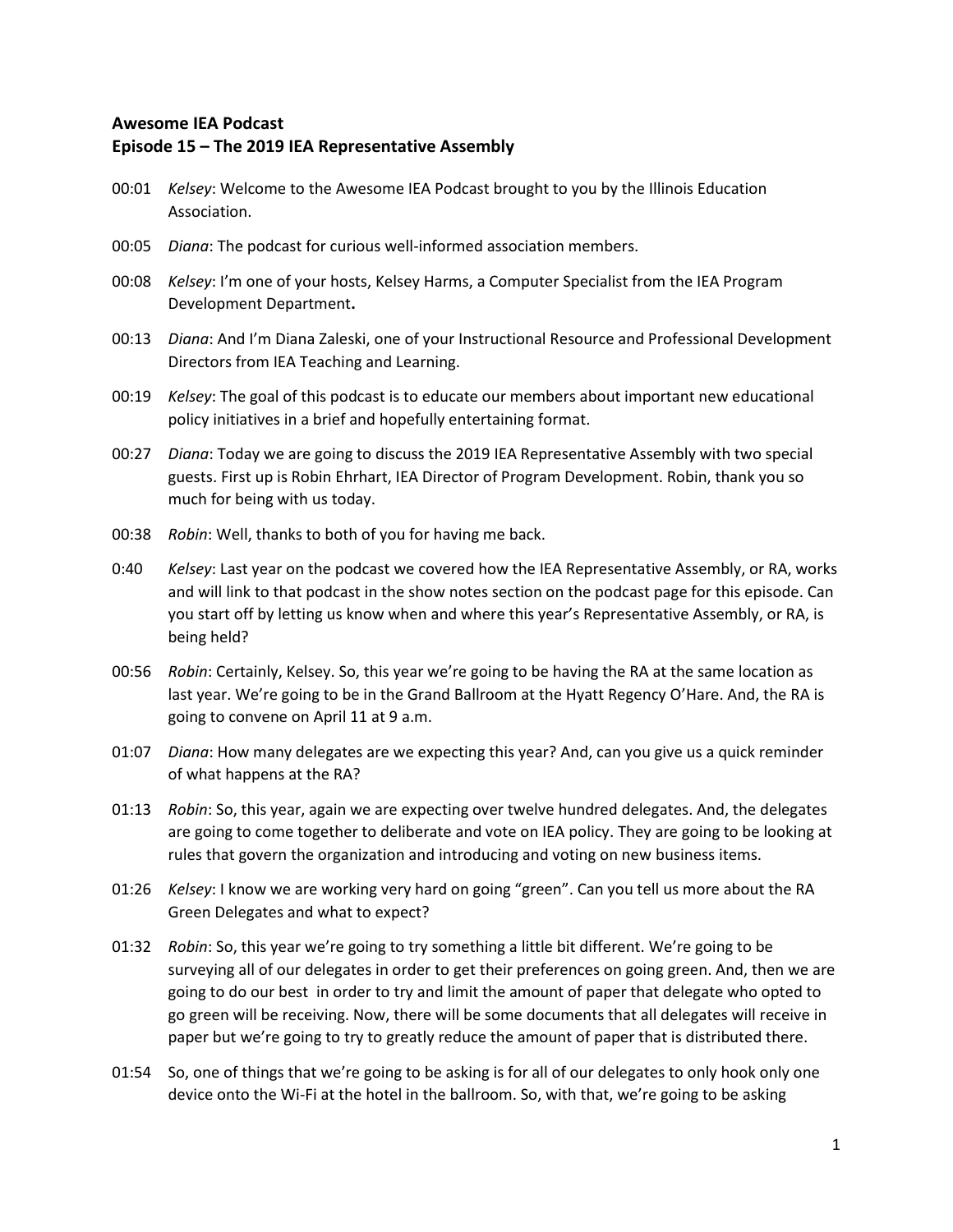**Awesome IEA Podcast**
**Episode 15 – The 2019 IEA Representative Assembly**

00:01 *Kelsey*: Welcome to the Awesome IEA Podcast brought to you by the Illinois Education Association.

00:05 *Diana*: The podcast for curious well-informed association members.

00:08 *Kelsey*: I'm one of your hosts, Kelsey Harms, a Computer Specialist from the IEA Program Development Department**.**

00:13 *Diana*: And I'm Diana Zaleski, one of your Instructional Resource and Professional Development Directors from IEA Teaching and Learning.

00:19 *Kelsey*: The goal of this podcast is to educate our members about important new educational policy initiatives in a brief and hopefully entertaining format.

00:27 *Diana*: Today we are going to discuss the 2019 IEA Representative Assembly with two special guests. First up is Robin Ehrhart, IEA Director of Program Development. Robin, thank you so much for being with us today.

00:38 *Robin*: Well, thanks to both of you for having me back.

0:40 *Kelsey*: Last year on the podcast we covered how the IEA Representative Assembly, or RA, works and will link to that podcast in the show notes section on the podcast page for this episode. Can you start off by letting us know when and where this year's Representative Assembly, or RA, is being held?

00:56 *Robin*: Certainly, Kelsey. So, this year we're going to be having the RA at the same location as last year. We're going to be in the Grand Ballroom at the Hyatt Regency O'Hare. And, the RA is going to convene on April 11 at 9 a.m.

01:07 *Diana*: How many delegates are we expecting this year? And, can you give us a quick reminder of what happens at the RA?

01:13 *Robin*: So, this year, again we are expecting over twelve hundred delegates. And, the delegates are going to come together to deliberate and vote on IEA policy. They are going to be looking at rules that govern the organization and introducing and voting on new business items.

01:26 *Kelsey*: I know we are working very hard on going "green". Can you tell us more about the RA Green Delegates and what to expect?

01:32 *Robin*: So, this year we're going to try something a little bit different. We're going to be surveying all of our delegates in order to get their preferences on going green. And, then we are going to do our best in order to try and limit the amount of paper that delegate who opted to go green will be receiving. Now, there will be some documents that all delegates will receive in paper but we're going to try to greatly reduce the amount of paper that is distributed there.

01:54 So, one of things that we're going to be asking is for all of our delegates to only hook only one device onto the Wi-Fi at the hotel in the ballroom. So, with that, we're going to be asking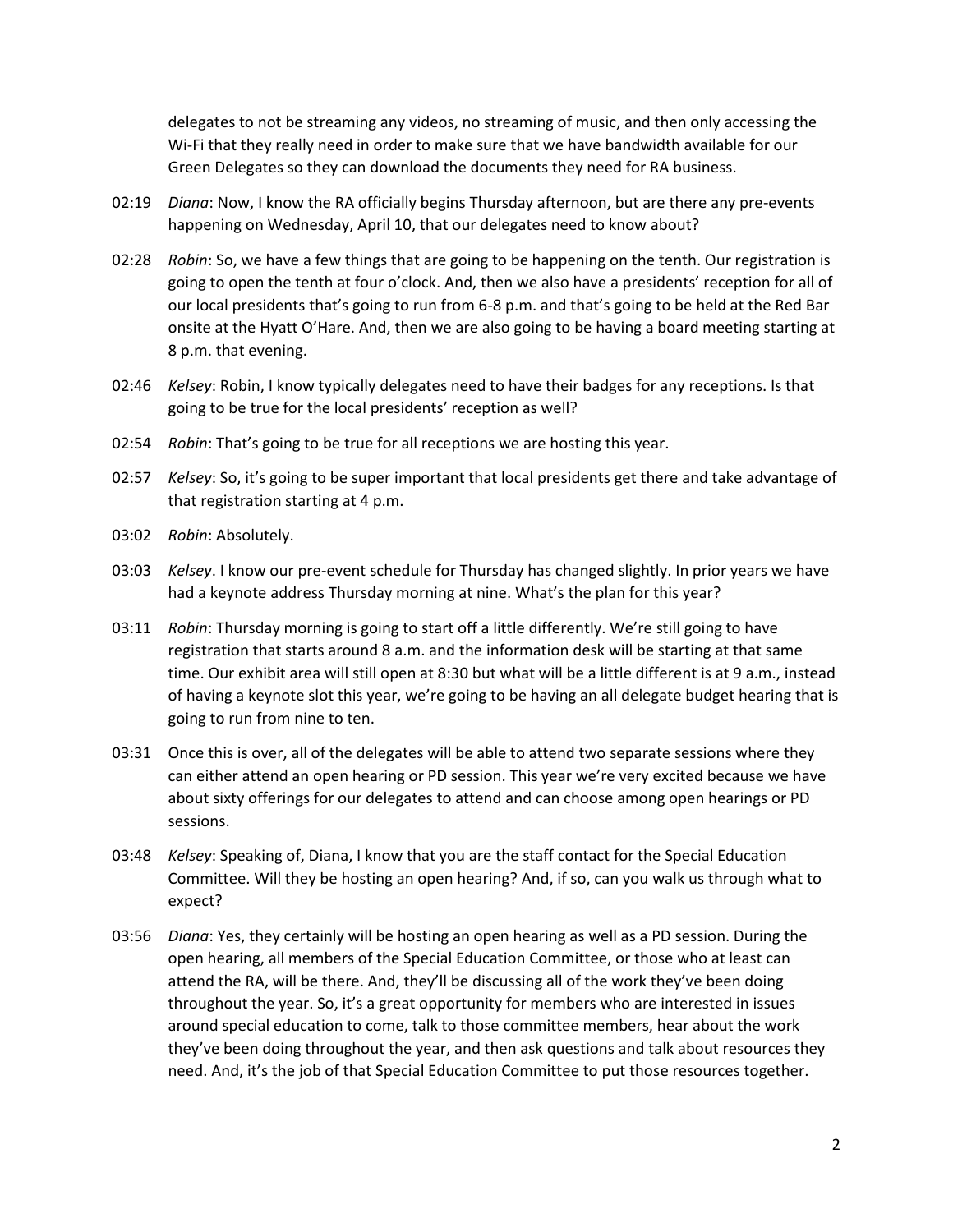delegates to not be streaming any videos, no streaming of music, and then only accessing the Wi-Fi that they really need in order to make sure that we have bandwidth available for our Green Delegates so they can download the documents they need for RA business.

02:19 *Diana*: Now, I know the RA officially begins Thursday afternoon, but are there any pre-events happening on Wednesday, April 10, that our delegates need to know about?

02:28 *Robin*: So, we have a few things that are going to be happening on the tenth. Our registration is going to open the tenth at four o'clock. And, then we also have a presidents' reception for all of our local presidents that's going to run from 6-8 p.m. and that's going to be held at the Red Bar onsite at the Hyatt O'Hare. And, then we are also going to be having a board meeting starting at 8 p.m. that evening.

02:46 *Kelsey*: Robin, I know typically delegates need to have their badges for any receptions. Is that going to be true for the local presidents' reception as well?

02:54 *Robin*: That's going to be true for all receptions we are hosting this year.

02:57 *Kelsey*: So, it's going to be super important that local presidents get there and take advantage of that registration starting at 4 p.m.

03:02 *Robin*: Absolutely.

03:03 *Kelsey*. I know our pre-event schedule for Thursday has changed slightly. In prior years we have had a keynote address Thursday morning at nine. What's the plan for this year?

03:11 *Robin*: Thursday morning is going to start off a little differently. We're still going to have registration that starts around 8 a.m. and the information desk will be starting at that same time. Our exhibit area will still open at 8:30 but what will be a little different is at 9 a.m., instead of having a keynote slot this year, we're going to be having an all delegate budget hearing that is going to run from nine to ten.

03:31 Once this is over, all of the delegates will be able to attend two separate sessions where they can either attend an open hearing or PD session. This year we're very excited because we have about sixty offerings for our delegates to attend and can choose among open hearings or PD sessions.

03:48 *Kelsey*: Speaking of, Diana, I know that you are the staff contact for the Special Education Committee. Will they be hosting an open hearing? And, if so, can you walk us through what to expect?

03:56 *Diana*: Yes, they certainly will be hosting an open hearing as well as a PD session. During the open hearing, all members of the Special Education Committee, or those who at least can attend the RA, will be there. And, they'll be discussing all of the work they've been doing throughout the year. So, it's a great opportunity for members who are interested in issues around special education to come, talk to those committee members, hear about the work they've been doing throughout the year, and then ask questions and talk about resources they need. And, it's the job of that Special Education Committee to put those resources together.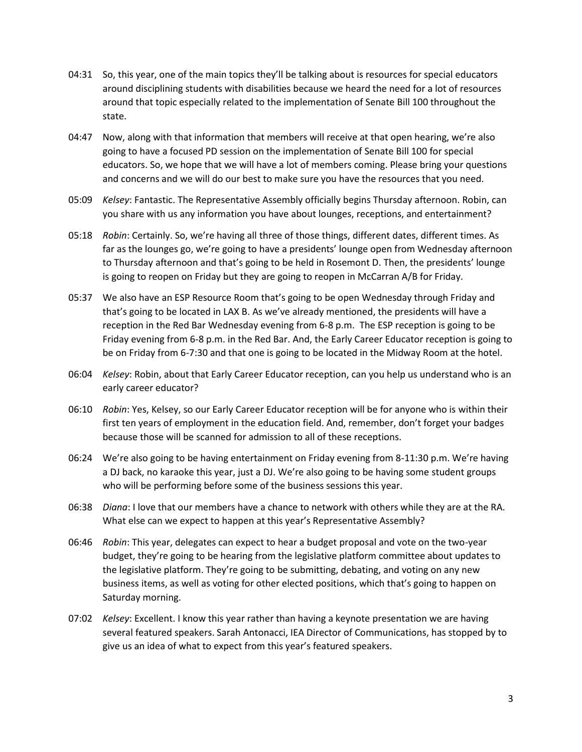04:31 So, this year, one of the main topics they'll be talking about is resources for special educators around disciplining students with disabilities because we heard the need for a lot of resources around that topic especially related to the implementation of Senate Bill 100 throughout the state.

04:47 Now, along with that information that members will receive at that open hearing, we're also going to have a focused PD session on the implementation of Senate Bill 100 for special educators. So, we hope that we will have a lot of members coming. Please bring your questions and concerns and we will do our best to make sure you have the resources that you need.

05:09 *Kelsey*: Fantastic. The Representative Assembly officially begins Thursday afternoon. Robin, can you share with us any information you have about lounges, receptions, and entertainment?

05:18 *Robin*: Certainly. So, we're having all three of those things, different dates, different times. As far as the lounges go, we're going to have a presidents' lounge open from Wednesday afternoon to Thursday afternoon and that's going to be held in Rosemont D. Then, the presidents' lounge is going to reopen on Friday but they are going to reopen in McCarran A/B for Friday.

05:37 We also have an ESP Resource Room that's going to be open Wednesday through Friday and that's going to be located in LAX B. As we've already mentioned, the presidents will have a reception in the Red Bar Wednesday evening from 6-8 p.m. The ESP reception is going to be Friday evening from 6-8 p.m. in the Red Bar. And, the Early Career Educator reception is going to be on Friday from 6-7:30 and that one is going to be located in the Midway Room at the hotel.

06:04 *Kelsey*: Robin, about that Early Career Educator reception, can you help us understand who is an early career educator?

06:10 *Robin*: Yes, Kelsey, so our Early Career Educator reception will be for anyone who is within their first ten years of employment in the education field. And, remember, don't forget your badges because those will be scanned for admission to all of these receptions.

06:24 We're also going to be having entertainment on Friday evening from 8-11:30 p.m. We're having a DJ back, no karaoke this year, just a DJ. We're also going to be having some student groups who will be performing before some of the business sessions this year.

06:38 *Diana*: I love that our members have a chance to network with others while they are at the RA. What else can we expect to happen at this year's Representative Assembly?

06:46 *Robin*: This year, delegates can expect to hear a budget proposal and vote on the two-year budget, they're going to be hearing from the legislative platform committee about updates to the legislative platform. They're going to be submitting, debating, and voting on any new business items, as well as voting for other elected positions, which that's going to happen on Saturday morning.

07:02 *Kelsey*: Excellent. I know this year rather than having a keynote presentation we are having several featured speakers. Sarah Antonacci, IEA Director of Communications, has stopped by to give us an idea of what to expect from this year's featured speakers.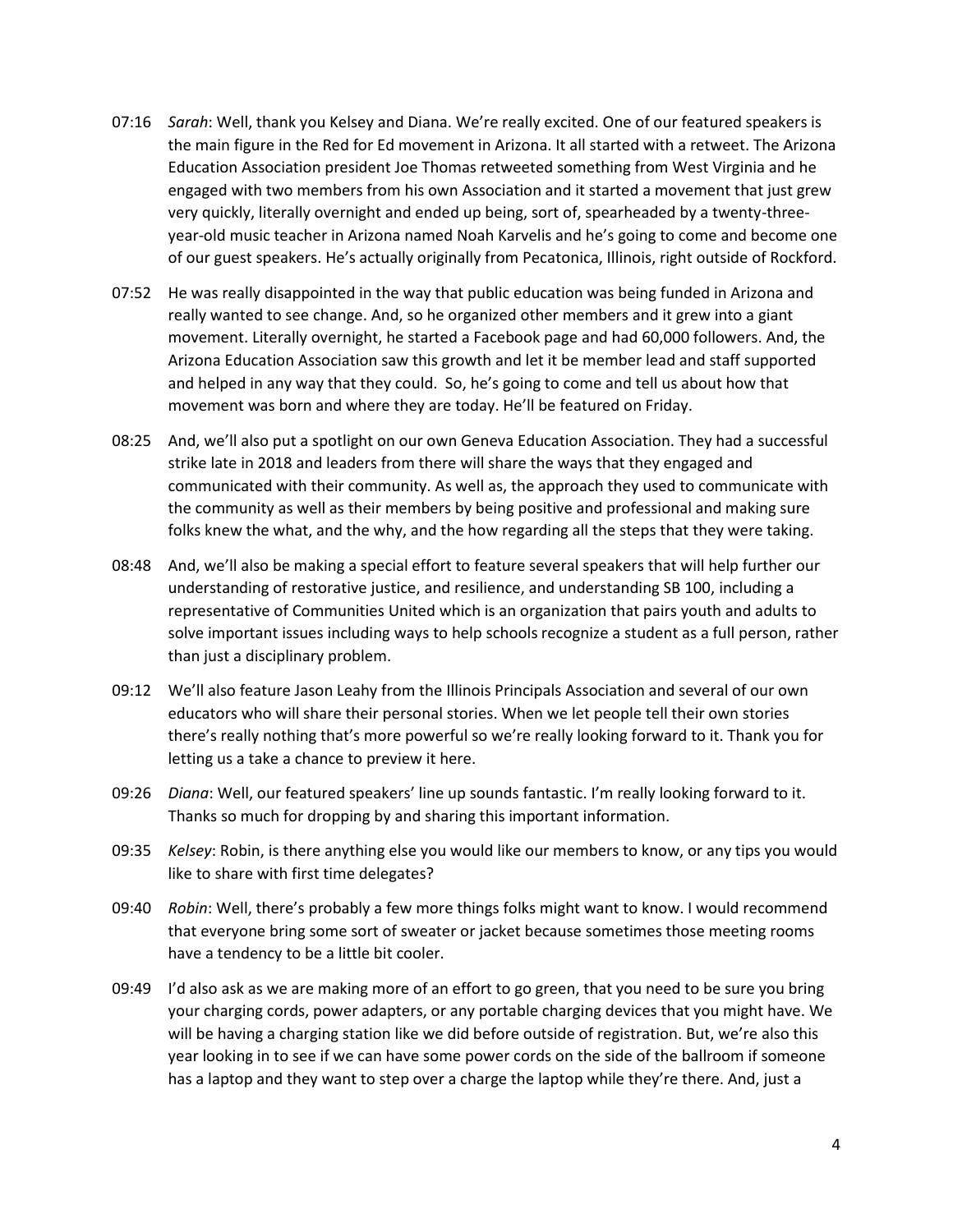07:16 *Sarah*: Well, thank you Kelsey and Diana. We're really excited. One of our featured speakers is the main figure in the Red for Ed movement in Arizona. It all started with a retweet. The Arizona Education Association president Joe Thomas retweeted something from West Virginia and he engaged with two members from his own Association and it started a movement that just grew very quickly, literally overnight and ended up being, sort of, spearheaded by a twenty-three-year-old music teacher in Arizona named Noah Karvelis and he's going to come and become one of our guest speakers. He's actually originally from Pecatonica, Illinois, right outside of Rockford.

07:52 He was really disappointed in the way that public education was being funded in Arizona and really wanted to see change. And, so he organized other members and it grew into a giant movement. Literally overnight, he started a Facebook page and had 60,000 followers. And, the Arizona Education Association saw this growth and let it be member lead and staff supported and helped in any way that they could. So, he's going to come and tell us about how that movement was born and where they are today. He'll be featured on Friday.

08:25 And, we'll also put a spotlight on our own Geneva Education Association. They had a successful strike late in 2018 and leaders from there will share the ways that they engaged and communicated with their community. As well as, the approach they used to communicate with the community as well as their members by being positive and professional and making sure folks knew the what, and the why, and the how regarding all the steps that they were taking.

08:48 And, we'll also be making a special effort to feature several speakers that will help further our understanding of restorative justice, and resilience, and understanding SB 100, including a representative of Communities United which is an organization that pairs youth and adults to solve important issues including ways to help schools recognize a student as a full person, rather than just a disciplinary problem.

09:12 We'll also feature Jason Leahy from the Illinois Principals Association and several of our own educators who will share their personal stories. When we let people tell their own stories there's really nothing that's more powerful so we're really looking forward to it. Thank you for letting us a take a chance to preview it here.

09:26 *Diana*: Well, our featured speakers' line up sounds fantastic. I'm really looking forward to it. Thanks so much for dropping by and sharing this important information.

09:35 *Kelsey*: Robin, is there anything else you would like our members to know, or any tips you would like to share with first time delegates?

09:40 *Robin*: Well, there's probably a few more things folks might want to know. I would recommend that everyone bring some sort of sweater or jacket because sometimes those meeting rooms have a tendency to be a little bit cooler.

09:49 I'd also ask as we are making more of an effort to go green, that you need to be sure you bring your charging cords, power adapters, or any portable charging devices that you might have. We will be having a charging station like we did before outside of registration. But, we're also this year looking in to see if we can have some power cords on the side of the ballroom if someone has a laptop and they want to step over a charge the laptop while they're there. And, just a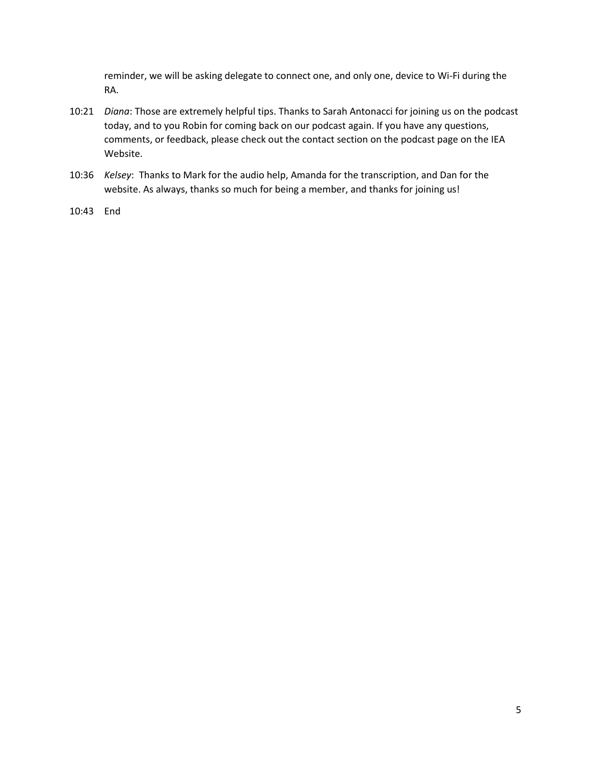reminder, we will be asking delegate to connect one, and only one, device to Wi-Fi during the RA.

10:21 *Diana*: Those are extremely helpful tips. Thanks to Sarah Antonacci for joining us on the podcast today, and to you Robin for coming back on our podcast again. If you have any questions, comments, or feedback, please check out the contact section on the podcast page on the IEA Website.

10:36 *Kelsey*: Thanks to Mark for the audio help, Amanda for the transcription, and Dan for the website. As always, thanks so much for being a member, and thanks for joining us!

10:43 End